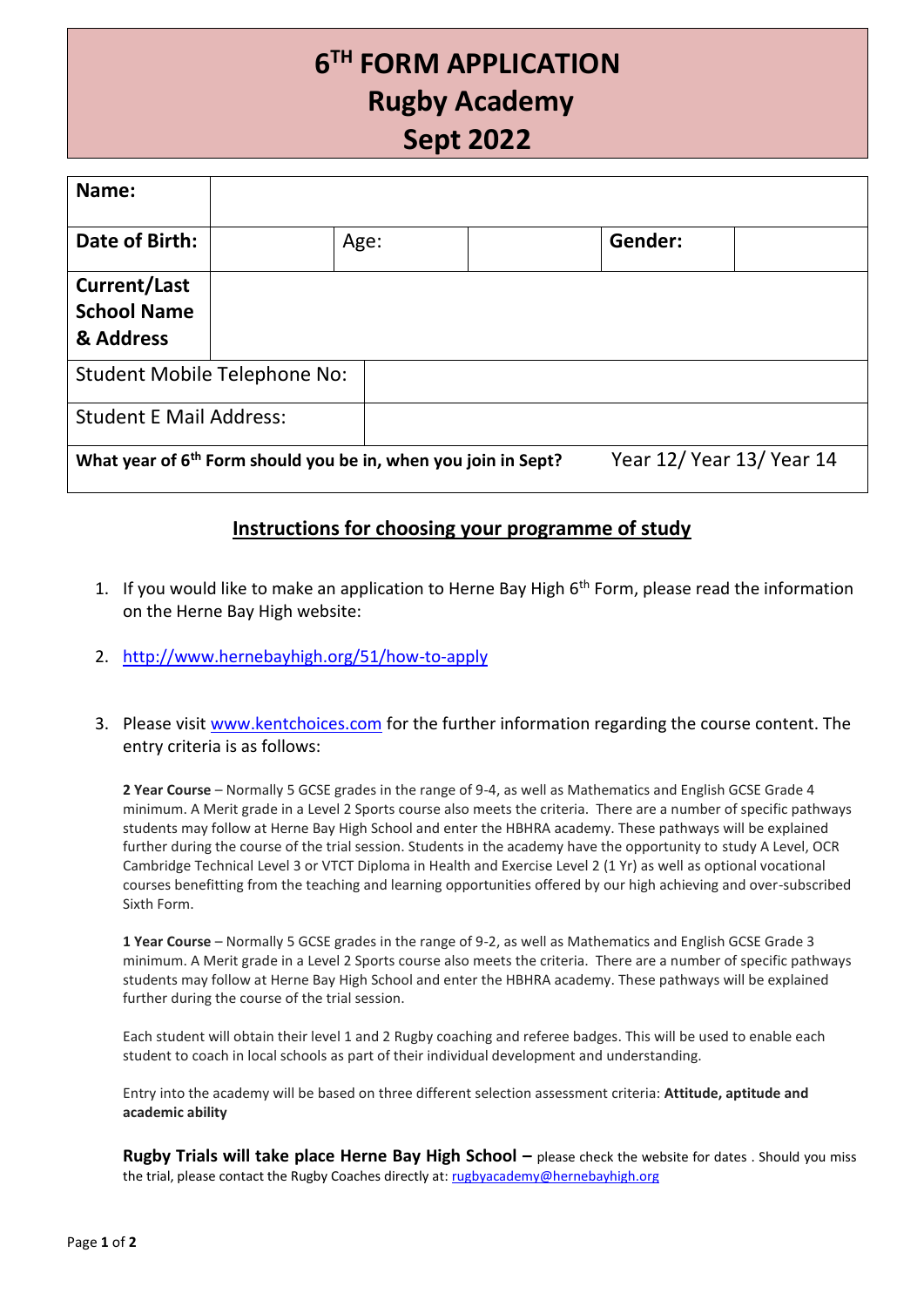# 6TH FORM APPLICATION
# Rugby Academy
# Sept 2022

| **Name:** | | | | | |
|---|---|---|---|---|---|
| **Date of Birth:** | | Age: | | **Gender:** | |
| **Current/Last School Name & Address** | | | | | |
| Student Mobile Telephone No: | | | | | |
| Student E Mail Address: | | | | | |
| **What year of 6th Form should you be in, when you join in Sept?** | | | | Year 12/ Year 13/ Year 14 | |

## Instructions for choosing your programme of study

1. If you would like to make an application to Herne Bay High 6th Form, please read the information on the Herne Bay High website:
2. http://www.hernebayhigh.org/51/how-to-apply
3. Please visit www.kentchoices.com for the further information regarding the course content. The entry criteria is as follows:

**2 Year Course** – Normally 5 GCSE grades in the range of 9-4, as well as Mathematics and English GCSE Grade 4 minimum. A Merit grade in a Level 2 Sports course also meets the criteria. There are a number of specific pathways students may follow at Herne Bay High School and enter the HBHRA academy. These pathways will be explained further during the course of the trial session. Students in the academy have the opportunity to study A Level, OCR Cambridge Technical Level 3 or VTCT Diploma in Health and Exercise Level 2 (1 Yr) as well as optional vocational courses benefitting from the teaching and learning opportunities offered by our high achieving and over-subscribed Sixth Form.

**1 Year Course** – Normally 5 GCSE grades in the range of 9-2, as well as Mathematics and English GCSE Grade 3 minimum. A Merit grade in a Level 2 Sports course also meets the criteria. There are a number of specific pathways students may follow at Herne Bay High School and enter the HBHRA academy. These pathways will be explained further during the course of the trial session.

Each student will obtain their level 1 and 2 Rugby coaching and referee badges. This will be used to enable each student to coach in local schools as part of their individual development and understanding.

Entry into the academy will be based on three different selection assessment criteria: **Attitude, aptitude and academic ability**

**Rugby Trials will take place Herne Bay High School –** please check the website for dates . Should you miss the trial, please contact the Rugby Coaches directly at: rugbyacademy@hernebayhigh.org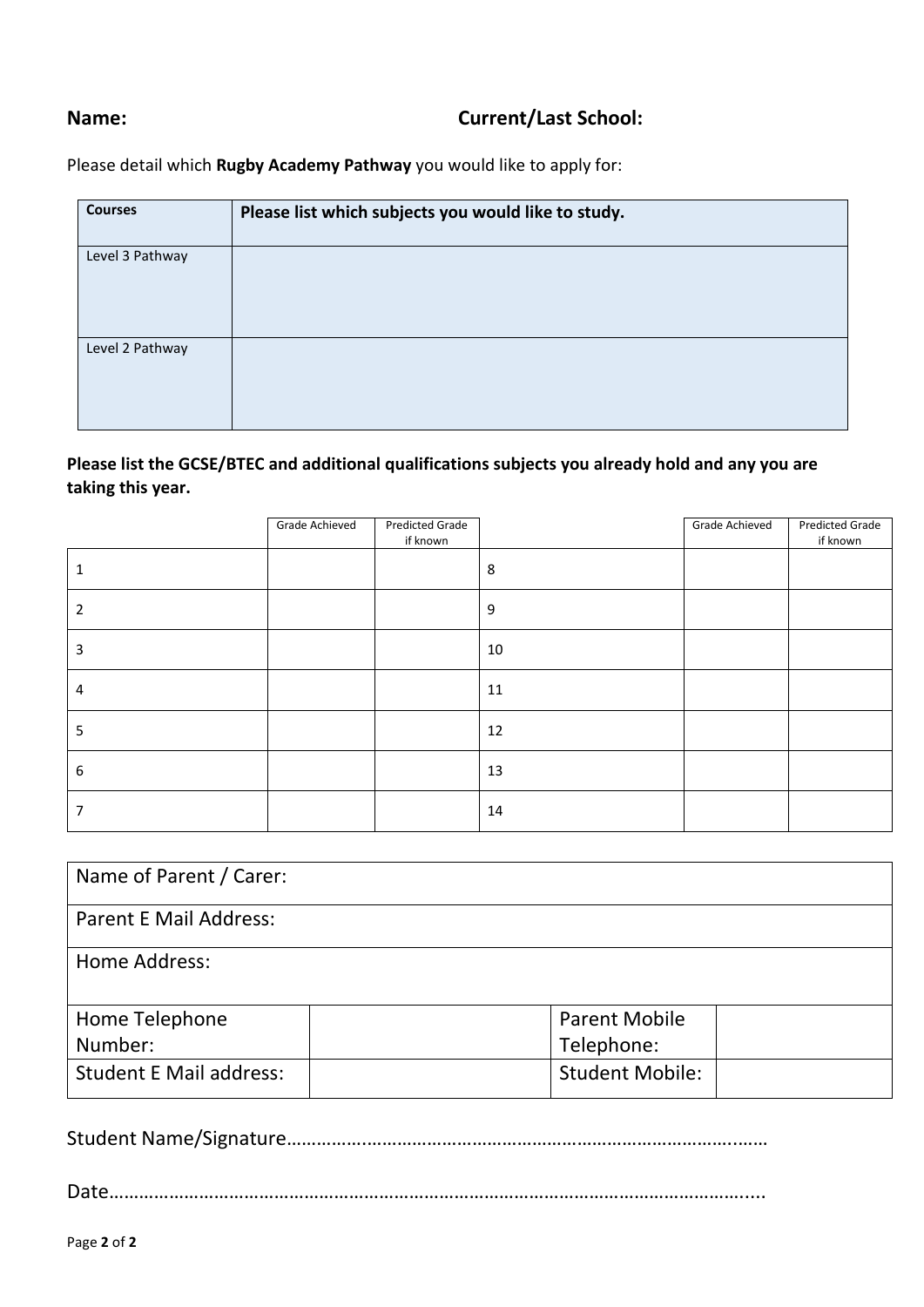**Name:** **Current/Last School:**

Please detail which **Rugby Academy Pathway** you would like to apply for:

| **Courses** | **Please list which subjects you would like to study.** |
|---|---|
| Level 3 Pathway | |
| Level 2 Pathway | |

**Please list the GCSE/BTEC and additional qualifications subjects you already hold and any you are taking this year.**

| | Grade Achieved | Predicted Grade if known | | Grade Achieved | Predicted Grade if known |
|---|---|---|---|---|---|
| 1 | | | 8 | | |
| 2 | | | 9 | | |
| 3 | | | 10 | | |
| 4 | | | 11 | | |
| 5 | | | 12 | | |
| 6 | | | 13 | | |
| 7 | | | 14 | | |

| | | | |
|---|---|---|---|
| Name of Parent / Carer: | | | |
| Parent E Mail Address: | | | |
| Home Address: | | | |
| Home Telephone Number: | | Parent Mobile Telephone: | |
| Student E Mail address: | | Student Mobile: | |

Student Name/Signature……………………………………………………………………………….…….

Date………………………………………………………………………………………………………….....